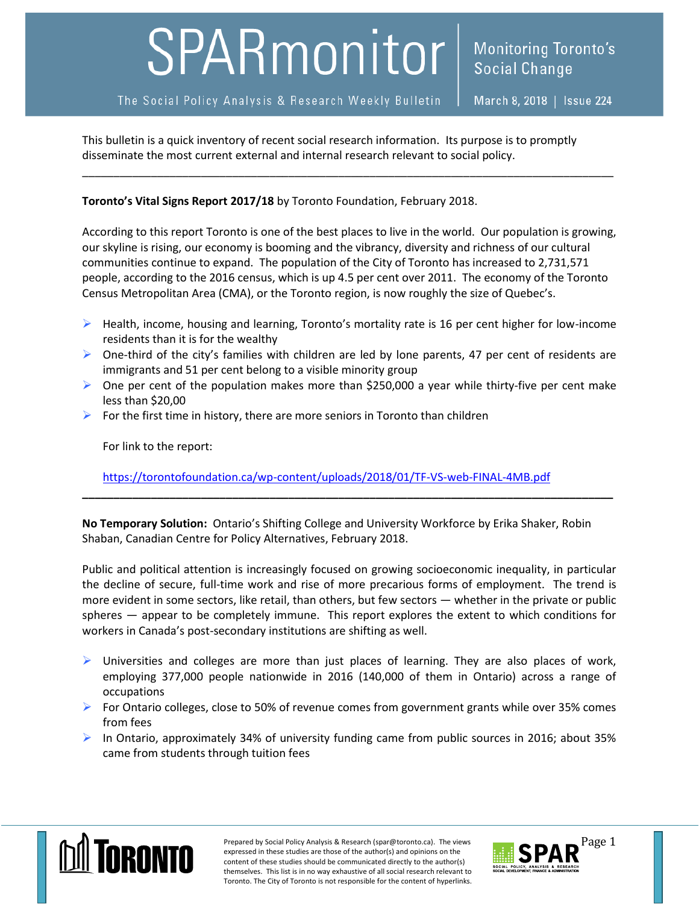# SPARmonitor

The Social Policy Analysis & Research Weekly Bulletin

Monitoring Toronto's Social Change

March 8, 2018 | Issue 224

This bulletin is a quick inventory of recent social research information. Its purpose is to promptly disseminate the most current external and internal research relevant to social policy.

---

**Toronto's Vital Signs Report 2017/18** by Toronto Foundation, February 2018.

According to this report Toronto is one of the best places to live in the world. Our population is growing, our skyline is rising, our economy is booming and the vibrancy, diversity and richness of our cultural communities continue to expand. The population of the City of Toronto has increased to 2,731,571 people, according to the 2016 census, which is up 4.5 per cent over 2011. The economy of the Toronto Census Metropolitan Area (CMA), or the Toronto region, is now roughly the size of Quebec's.

- Health, income, housing and learning, Toronto's mortality rate is 16 per cent higher for low-income residents than it is for the wealthy
- One-third of the city's families with children are led by lone parents, 47 per cent of residents are immigrants and 51 per cent belong to a visible minority group
- One per cent of the population makes more than $250,000 a year while thirty-five per cent make less than $20,00
- For the first time in history, there are more seniors in Toronto than children

For link to the report:

https://torontofoundation.ca/wp-content/uploads/2018/01/TF-VS-web-FINAL-4MB.pdf

---

**No Temporary Solution:** Ontario's Shifting College and University Workforce by Erika Shaker, Robin Shaban, Canadian Centre for Policy Alternatives, February 2018.

Public and political attention is increasingly focused on growing socioeconomic inequality, in particular the decline of secure, full-time work and rise of more precarious forms of employment. The trend is more evident in some sectors, like retail, than others, but few sectors — whether in the private or public spheres — appear to be completely immune. This report explores the extent to which conditions for workers in Canada's post-secondary institutions are shifting as well.

- Universities and colleges are more than just places of learning. They are also places of work, employing 377,000 people nationwide in 2016 (140,000 of them in Ontario) across a range of occupations
- For Ontario colleges, close to 50% of revenue comes from government grants while over 35% comes from fees
- In Ontario, approximately 34% of university funding came from public sources in 2016; about 35% came from students through tuition fees

Prepared by Social Policy Analysis & Research (spar@toronto.ca). The views expressed in these studies are those of the author(s) and opinions on the content of these studies should be communicated directly to the author(s) themselves. This list is in no way exhaustive of all social research relevant to Toronto. The City of Toronto is not responsible for the content of hyperlinks.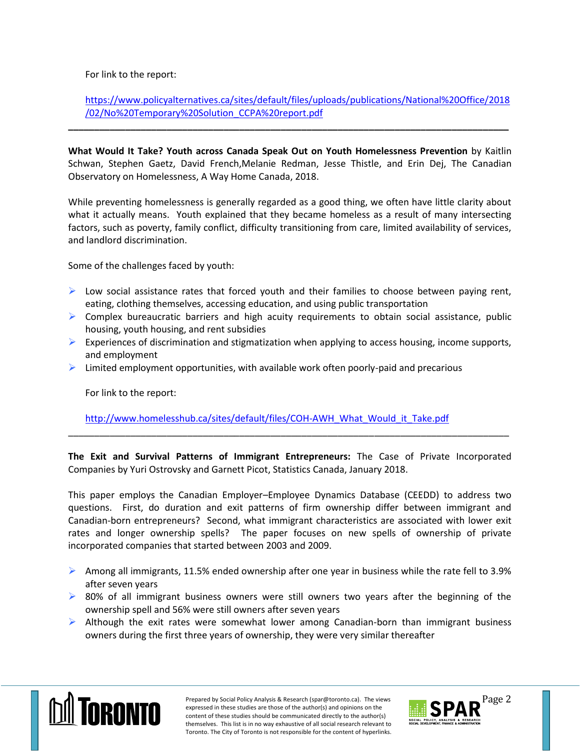For link to the report:

https://www.policyalternatives.ca/sites/default/files/uploads/publications/National%20Office/2018/02/No%20Temporary%20Solution_CCPA%20report.pdf

---

**What Would It Take? Youth across Canada Speak Out on Youth Homelessness Prevention** by Kaitlin Schwan, Stephen Gaetz, David French,Melanie Redman, Jesse Thistle, and Erin Dej, The Canadian Observatory on Homelessness, A Way Home Canada, 2018.

While preventing homelessness is generally regarded as a good thing, we often have little clarity about what it actually means. Youth explained that they became homeless as a result of many intersecting factors, such as poverty, family conflict, difficulty transitioning from care, limited availability of services, and landlord discrimination.

Some of the challenges faced by youth:

- Low social assistance rates that forced youth and their families to choose between paying rent, eating, clothing themselves, accessing education, and using public transportation
- Complex bureaucratic barriers and high acuity requirements to obtain social assistance, public housing, youth housing, and rent subsidies
- Experiences of discrimination and stigmatization when applying to access housing, income supports, and employment
- Limited employment opportunities, with available work often poorly-paid and precarious

For link to the report:

http://www.homelesshub.ca/sites/default/files/COH-AWH_What_Would_it_Take.pdf

---

**The Exit and Survival Patterns of Immigrant Entrepreneurs:** The Case of Private Incorporated Companies by Yuri Ostrovsky and Garnett Picot, Statistics Canada, January 2018.

This paper employs the Canadian Employer–Employee Dynamics Database (CEEDD) to address two questions. First, do duration and exit patterns of firm ownership differ between immigrant and Canadian-born entrepreneurs? Second, what immigrant characteristics are associated with lower exit rates and longer ownership spells? The paper focuses on new spells of ownership of private incorporated companies that started between 2003 and 2009.

- Among all immigrants, 11.5% ended ownership after one year in business while the rate fell to 3.9% after seven years
- 80% of all immigrant business owners were still owners two years after the beginning of the ownership spell and 56% were still owners after seven years
- Although the exit rates were somewhat lower among Canadian-born than immigrant business owners during the first three years of ownership, they were very similar thereafter

Prepared by Social Policy Analysis & Research (spar@toronto.ca). The views expressed in these studies are those of the author(s) and opinions on the content of these studies should be communicated directly to the author(s) themselves. This list is in no way exhaustive of all social research relevant to Toronto. The City of Toronto is not responsible for the content of hyperlinks.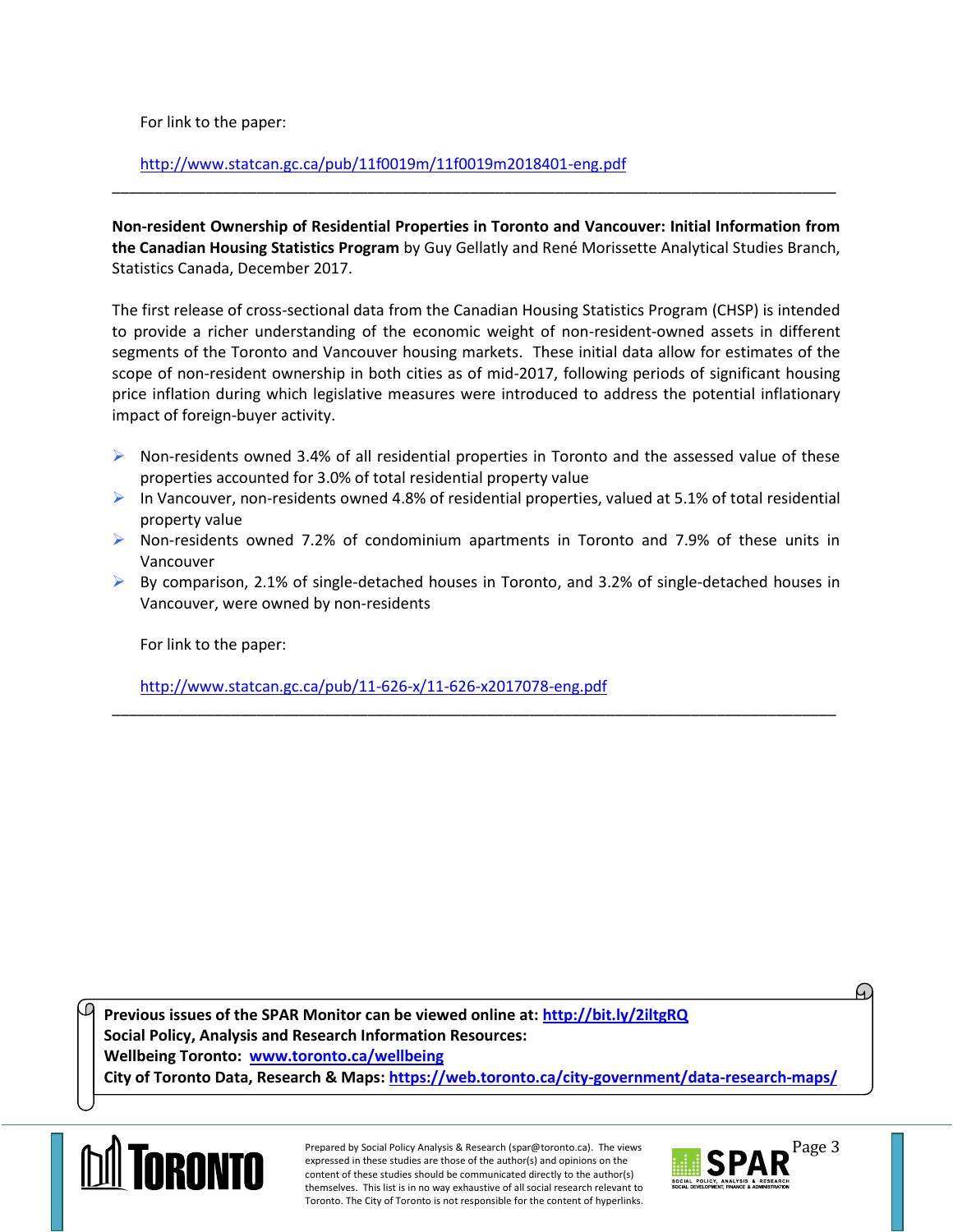For link to the paper:

http://www.statcan.gc.ca/pub/11f0019m/11f0019m2018401-eng.pdf

---

**Non-resident Ownership of Residential Properties in Toronto and Vancouver: Initial Information from the Canadian Housing Statistics Program** by Guy Gellatly and René Morissette Analytical Studies Branch, Statistics Canada, December 2017.

The first release of cross-sectional data from the Canadian Housing Statistics Program (CHSP) is intended to provide a richer understanding of the economic weight of non-resident-owned assets in different segments of the Toronto and Vancouver housing markets. These initial data allow for estimates of the scope of non-resident ownership in both cities as of mid-2017, following periods of significant housing price inflation during which legislative measures were introduced to address the potential inflationary impact of foreign-buyer activity.

- Non-residents owned 3.4% of all residential properties in Toronto and the assessed value of these properties accounted for 3.0% of total residential property value
- In Vancouver, non-residents owned 4.8% of residential properties, valued at 5.1% of total residential property value
- Non-residents owned 7.2% of condominium apartments in Toronto and 7.9% of these units in Vancouver
- By comparison, 2.1% of single-detached houses in Toronto, and 3.2% of single-detached houses in Vancouver, were owned by non-residents

For link to the paper:

http://www.statcan.gc.ca/pub/11-626-x/11-626-x2017078-eng.pdf

---

**Previous issues of the SPAR Monitor can be viewed online at: http://bit.ly/2iltgRQ**
**Social Policy, Analysis and Research Information Resources:**
**Wellbeing Toronto: www.toronto.ca/wellbeing**
**City of Toronto Data, Research & Maps: https://web.toronto.ca/city-government/data-research-maps/**

Prepared by Social Policy Analysis & Research (spar@toronto.ca). The views expressed in these studies are those of the author(s) and opinions on the content of these studies should be communicated directly to the author(s) themselves. This list is in no way exhaustive of all social research relevant to Toronto. The City of Toronto is not responsible for the content of hyperlinks.